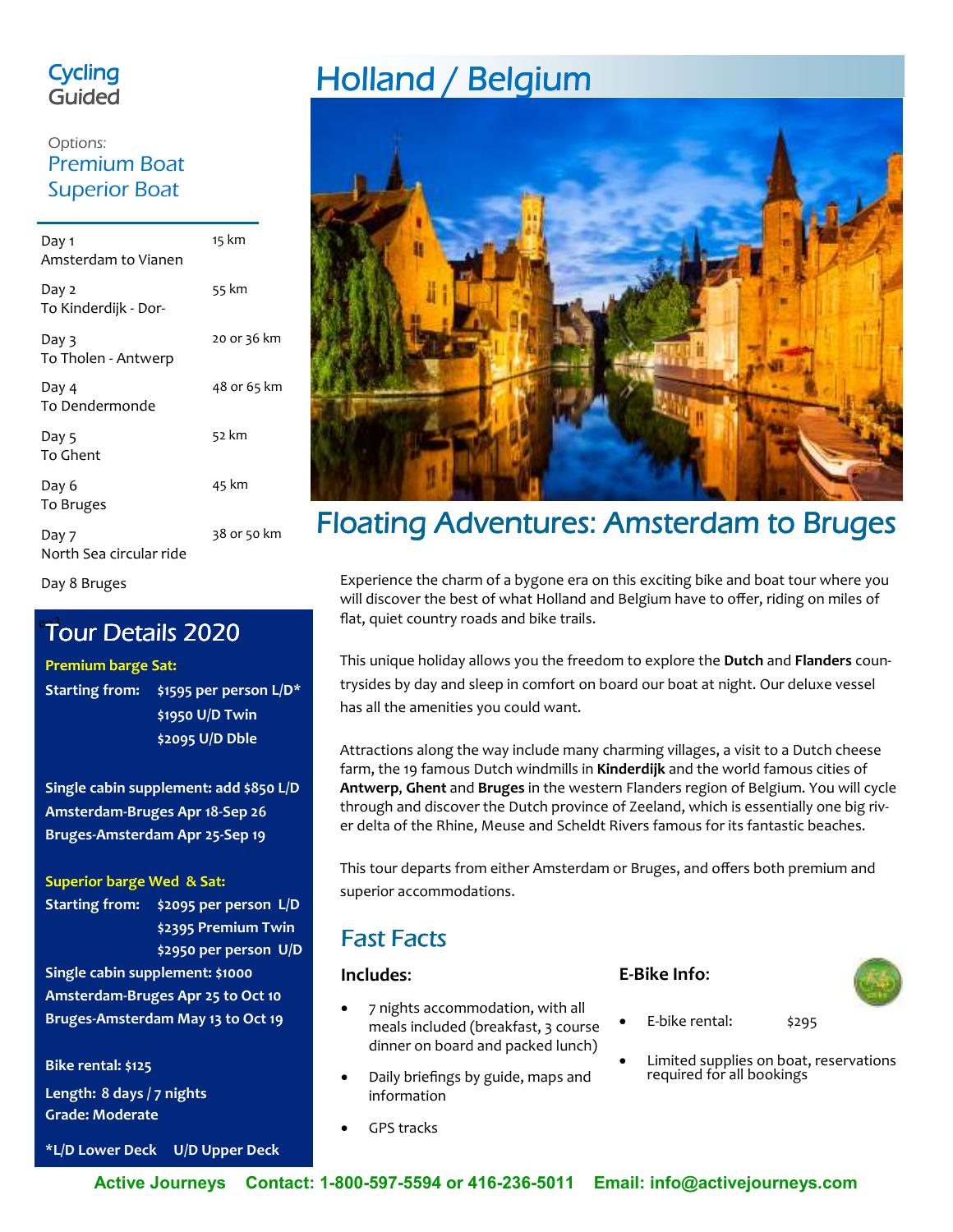Cycling
Guided

Options:
Premium Boat
Superior Boat

| Day | Distance |
|---|---|
| Day 1 Amsterdam to Vianen | 15 km |
| Day 2 To Kinderdijk - Dor- | 55 km |
| Day 3 To Tholen - Antwerp | 20 or 36 km |
| Day 4 To Dendermonde | 48 or 65 km |
| Day 5 To Ghent | 52 km |
| Day 6 To Bruges | 45 km |
| Day 7 North Sea circular ride | 38 or 50 km |
| Day 8 Bruges | |

## Tour Details 2020

**Premium barge Sat:**

**Starting from:** **$1595 per person L/D***
**$1950 U/D Twin**
**$2095 U/D Dble**

**Single cabin supplement: add $850 L/D**
**Amsterdam-Bruges Apr 18-Sep 26**
**Bruges-Amsterdam Apr 25-Sep 19**

**Superior barge Wed & Sat:**

**Starting from:** **$2095 per person L/D**
**$2395 Premium Twin**
**$2950 per person U/D**

**Single cabin supplement: $1000**
**Amsterdam-Bruges Apr 25 to Oct 10**
**Bruges-Amsterdam May 13 to Oct 19**

**Bike rental: $125**

**Length: 8 days / 7 nights**
**Grade: Moderate**

***L/D Lower Deck U/D Upper Deck**

# Holland / Belgium

## Floating Adventures: Amsterdam to Bruges

Experience the charm of a bygone era on this exciting bike and boat tour where you will discover the best of what Holland and Belgium have to offer, riding on miles of flat, quiet country roads and bike trails.

This unique holiday allows you the freedom to explore the **Dutch** and **Flanders** countrysides by day and sleep in comfort on board our boat at night. Our deluxe vessel has all the amenities you could want.

Attractions along the way include many charming villages, a visit to a Dutch cheese farm, the 19 famous Dutch windmills in **Kinderdijk** and the world famous cities of **Antwerp**, **Ghent** and **Bruges** in the western Flanders region of Belgium. You will cycle through and discover the Dutch province of Zeeland, which is essentially one big river delta of the Rhine, Meuse and Scheldt Rivers famous for its fantastic beaches.

This tour departs from either Amsterdam or Bruges, and offers both premium and superior accommodations.

## Fast Facts

**Includes:**

- 7 nights accommodation, with all meals included (breakfast, 3 course dinner on board and packed lunch)
- Daily briefings by guide, maps and information
- GPS tracks

**E-Bike Info:**

- E-bike rental: $295
- Limited supplies on boat, reservations required for all bookings

**Active Journeys Contact: 1-800-597-5594 or 416-236-5011 Email: info@activejourneys.com**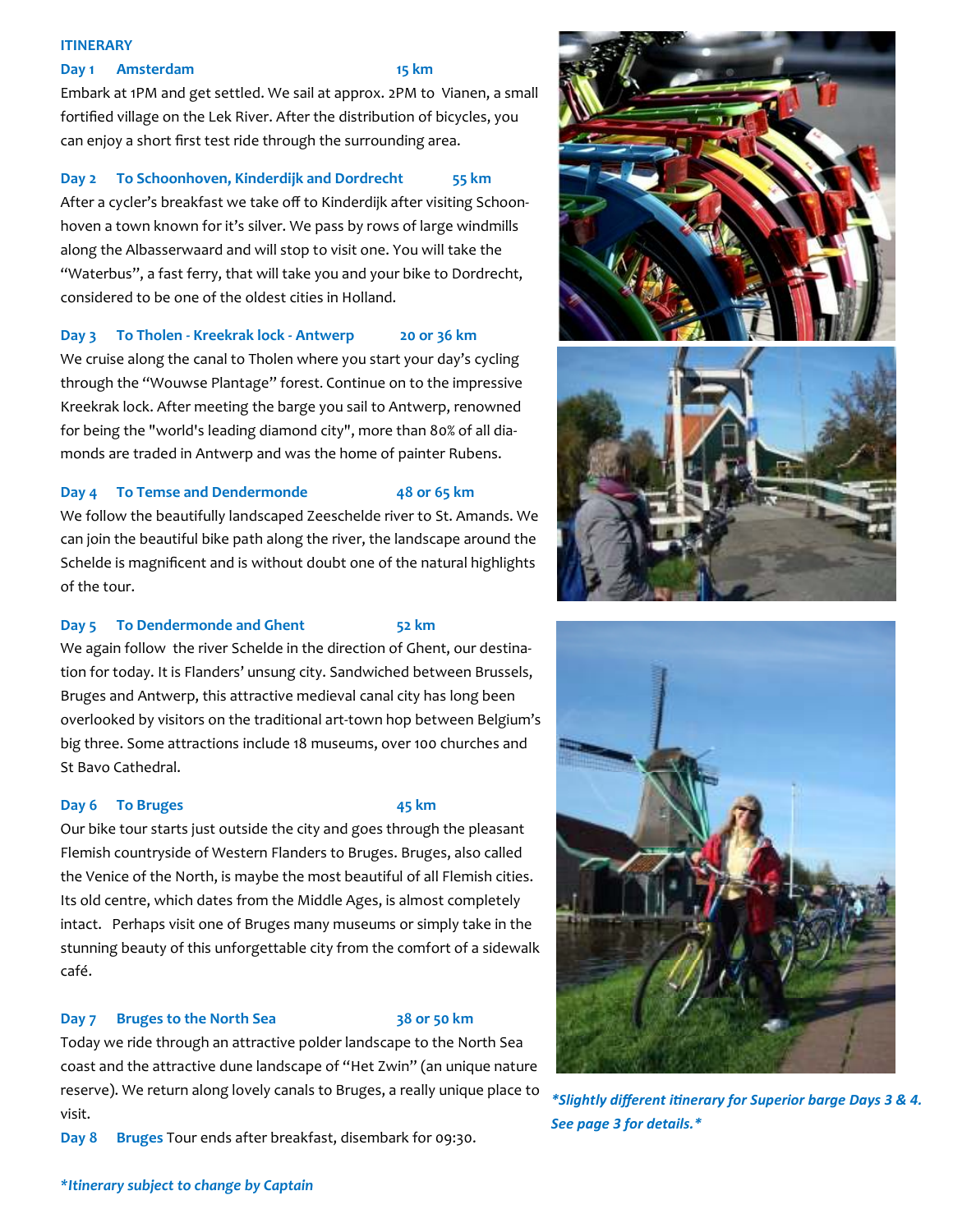## ITINERARY

### Day 1 Amsterdam — 15 km

Embark at 1PM and get settled. We sail at approx. 2PM to Vianen, a small fortified village on the Lek River. After the distribution of bicycles, you can enjoy a short first test ride through the surrounding area.

### Day 2 To Schoonhoven, Kinderdijk and Dordrecht — 55 km

After a cycler's breakfast we take off to Kinderdijk after visiting Schoonhoven a town known for it's silver. We pass by rows of large windmills along the Albasserwaard and will stop to visit one. You will take the "Waterbus", a fast ferry, that will take you and your bike to Dordrecht, considered to be one of the oldest cities in Holland.

### Day 3 To Tholen - Kreekrak lock - Antwerp — 20 or 36 km

We cruise along the canal to Tholen where you start your day's cycling through the "Wouwse Plantage" forest. Continue on to the impressive Kreekrak lock. After meeting the barge you sail to Antwerp, renowned for being the "world's leading diamond city", more than 80% of all diamonds are traded in Antwerp and was the home of painter Rubens.

### Day 4 To Temse and Dendermonde — 48 or 65 km

We follow the beautifully landscaped Zeeschelde river to St. Amands. We can join the beautiful bike path along the river, the landscape around the Schelde is magnificent and is without doubt one of the natural highlights of the tour.

### Day 5 To Dendermonde and Ghent — 52 km

We again follow the river Schelde in the direction of Ghent, our destination for today. It is Flanders' unsung city. Sandwiched between Brussels, Bruges and Antwerp, this attractive medieval canal city has long been overlooked by visitors on the traditional art-town hop between Belgium's big three. Some attractions include 18 museums, over 100 churches and St Bavo Cathedral.

### Day 6 To Bruges — 45 km

Our bike tour starts just outside the city and goes through the pleasant Flemish countryside of Western Flanders to Bruges. Bruges, also called the Venice of the North, is maybe the most beautiful of all Flemish cities. Its old centre, which dates from the Middle Ages, is almost completely intact. Perhaps visit one of Bruges many museums or simply take in the stunning beauty of this unforgettable city from the comfort of a sidewalk café.

### Day 7 Bruges to the North Sea — 38 or 50 km

Today we ride through an attractive polder landscape to the North Sea coast and the attractive dune landscape of "Het Zwin" (an unique nature reserve). We return along lovely canals to Bruges, a really unique place to visit.

**Day 8 Bruges** Tour ends after breakfast, disembark for 09:30.

***Slightly different itinerary for Superior barge Days 3 & 4. See page 3 for details.***

***Itinerary subject to change by Captain***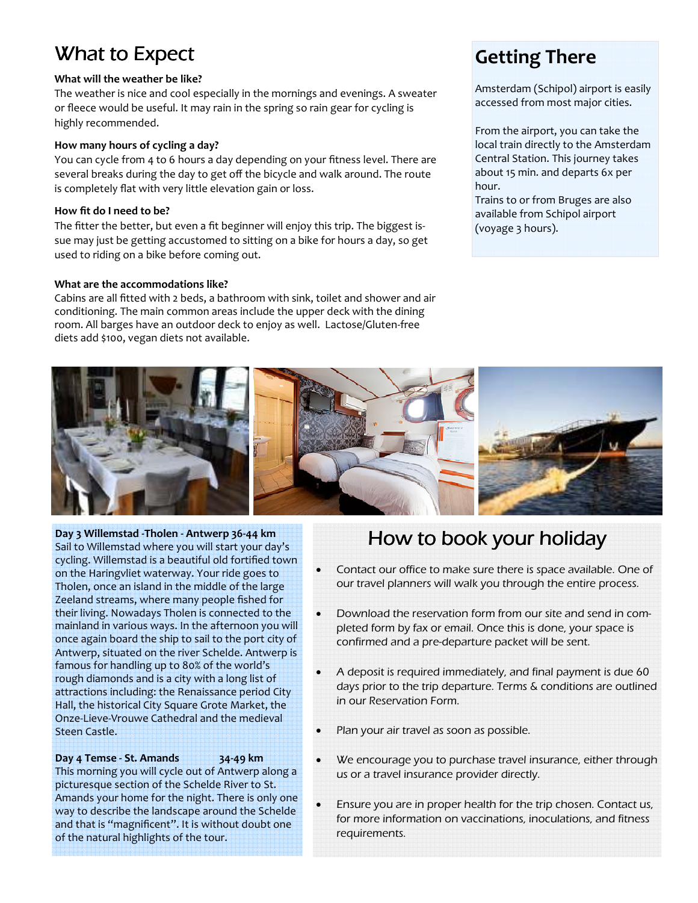# What to Expect

**What will the weather be like?**
The weather is nice and cool especially in the mornings and evenings. A sweater or fleece would be useful. It may rain in the spring so rain gear for cycling is highly recommended.

**How many hours of cycling a day?**
You can cycle from 4 to 6 hours a day depending on your fitness level. There are several breaks during the day to get off the bicycle and walk around. The route is completely flat with very little elevation gain or loss.

**How fit do I need to be?**
The fitter the better, but even a fit beginner will enjoy this trip. The biggest issue may just be getting accustomed to sitting on a bike for hours a day, so get used to riding on a bike before coming out.

**What are the accommodations like?**
Cabins are all fitted with 2 beds, a bathroom with sink, toilet and shower and air conditioning. The main common areas include the upper deck with the dining room. All barges have an outdoor deck to enjoy as well. Lactose/Gluten-free diets add $100, vegan diets not available.

## Getting There

Amsterdam (Schipol) airport is easily accessed from most major cities.

From the airport, you can take the local train directly to the Amsterdam Central Station. This journey takes about 15 min. and departs 6x per hour.
Trains to or from Bruges are also available from Schipol airport (voyage 3 hours).

**Day 3 Willemstad -Tholen - Antwerp 36-44 km**
Sail to Willemstad where you will start your day's cycling. Willemstad is a beautiful old fortified town on the Haringvliet waterway. Your ride goes to Tholen, once an island in the middle of the large Zeeland streams, where many people fished for their living. Nowadays Tholen is connected to the mainland in various ways. In the afternoon you will once again board the ship to sail to the port city of Antwerp, situated on the river Schelde. Antwerp is famous for handling up to 80% of the world's rough diamonds and is a city with a long list of attractions including: the Renaissance period City Hall, the historical City Square Grote Market, the Onze-Lieve-Vrouwe Cathedral and the medieval Steen Castle.

**Day 4 Temse - St. Amands 34-49 km**
This morning you will cycle out of Antwerp along a picturesque section of the Schelde River to St. Amands your home for the night. There is only one way to describe the landscape around the Schelde and that is "magnificent". It is without doubt one of the natural highlights of the tour.

## How to book your holiday

- *Contact our office to make sure there is space available. One of our travel planners will walk you through the entire process.*
- *Download the reservation form from our site and send in completed form by fax or email. Once this is done, your space is confirmed and a pre-departure packet will be sent.*
- *A deposit is required immediately, and final payment is due 60 days prior to the trip departure. Terms & conditions are outlined in our Reservation Form.*
- *Plan your air travel as soon as possible.*
- *We encourage you to purchase travel insurance, either through us or a travel insurance provider directly.*
- *Ensure you are in proper health for the trip chosen. Contact us, for more information on vaccinations, inoculations, and fitness requirements.*